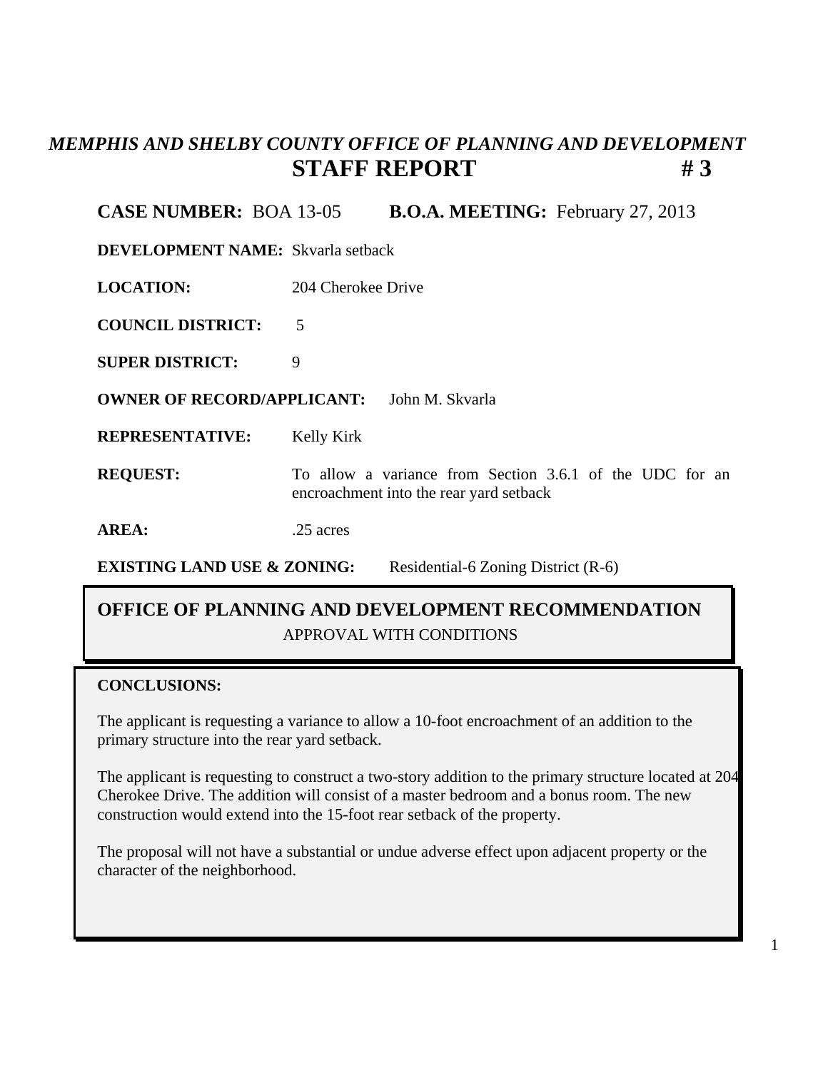## *MEMPHIS AND SHELBY COUNTY OFFICE OF PLANNING AND DEVELOPMENT*

# STAFF REPORT # 3

**CASE NUMBER:** BOA 13-05 **B.O.A. MEETING:** February 27, 2013

**DEVELOPMENT NAME:** Skvarla setback

**LOCATION:** 204 Cherokee Drive

**COUNCIL DISTRICT:** 5

**SUPER DISTRICT:** 9

**OWNER OF RECORD/APPLICANT:** John M. Skvarla

**REPRESENTATIVE:** Kelly Kirk

**REQUEST:** To allow a variance from Section 3.6.1 of the UDC for an encroachment into the rear yard setback

**AREA:** .25 acres

**EXISTING LAND USE & ZONING:** Residential-6 Zoning District (R-6)

## OFFICE OF PLANNING AND DEVELOPMENT RECOMMENDATION

APPROVAL WITH CONDITIONS

**CONCLUSIONS:**

The applicant is requesting a variance to allow a 10-foot encroachment of an addition to the primary structure into the rear yard setback.

The applicant is requesting to construct a two-story addition to the primary structure located at 204 Cherokee Drive. The addition will consist of a master bedroom and a bonus room. The new construction would extend into the 15-foot rear setback of the property.

The proposal will not have a substantial or undue adverse effect upon adjacent property or the character of the neighborhood.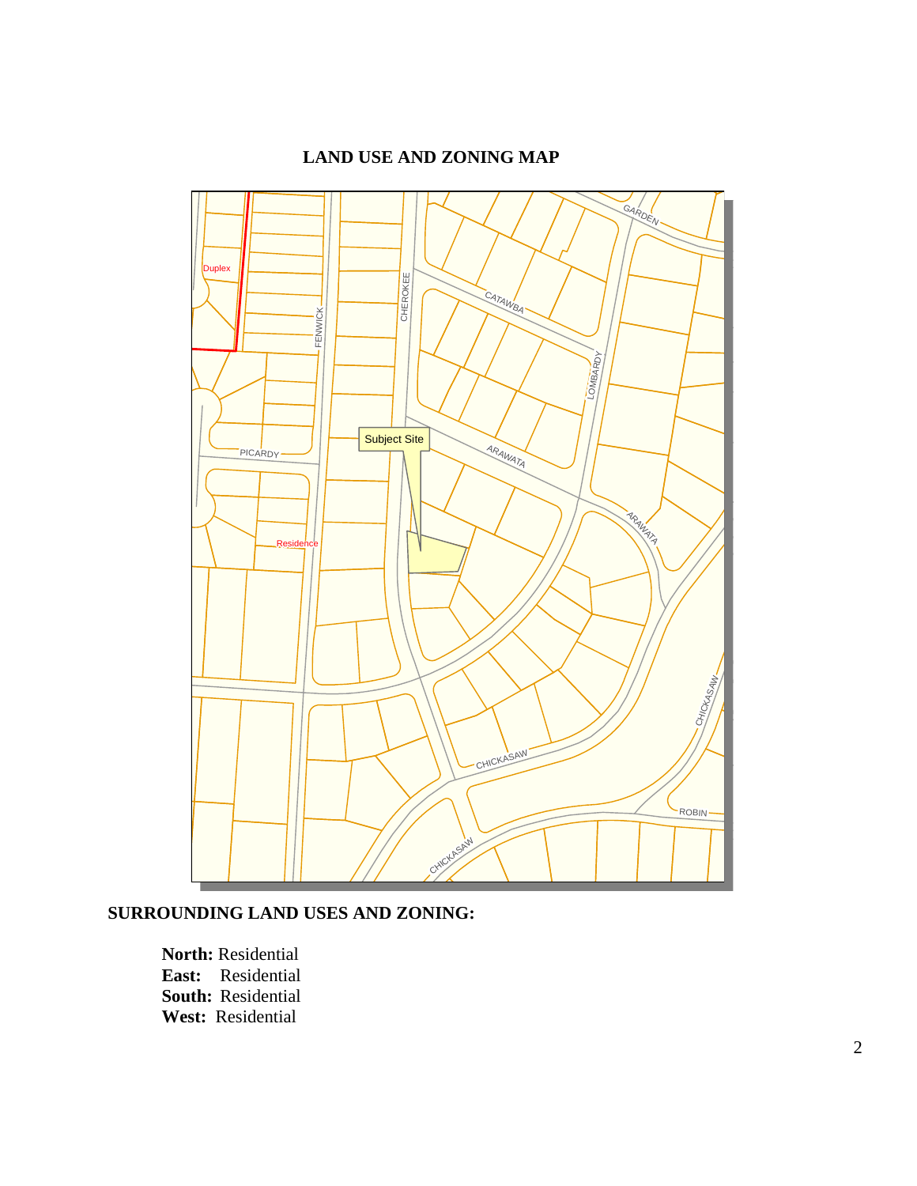## LAND USE AND ZONING MAP

## SURROUNDING LAND USES AND ZONING:

**North:** Residential
**East:** Residential
**South:** Residential
**West:** Residential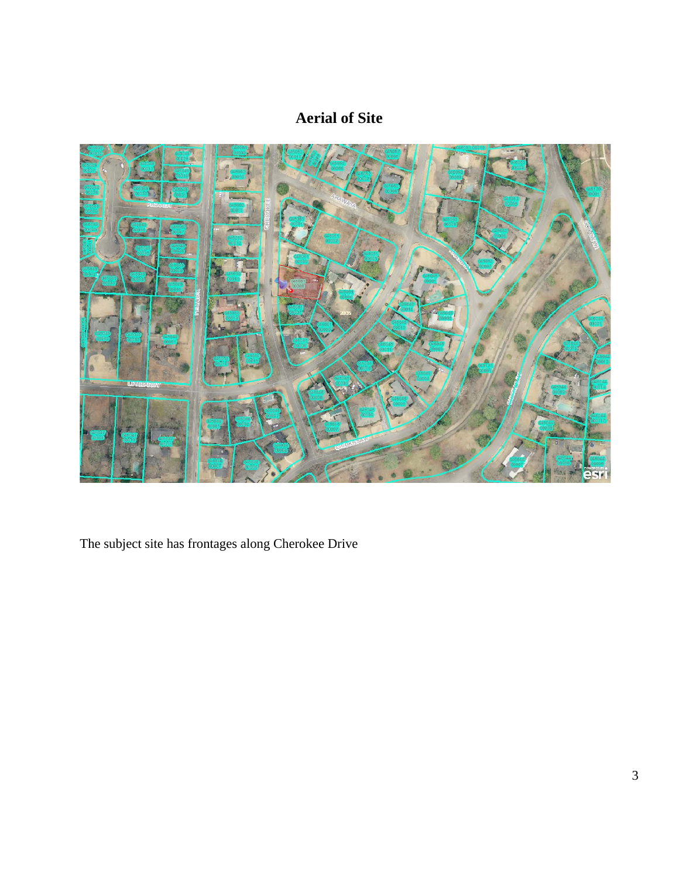# Aerial of Site

The subject site has frontages along Cherokee Drive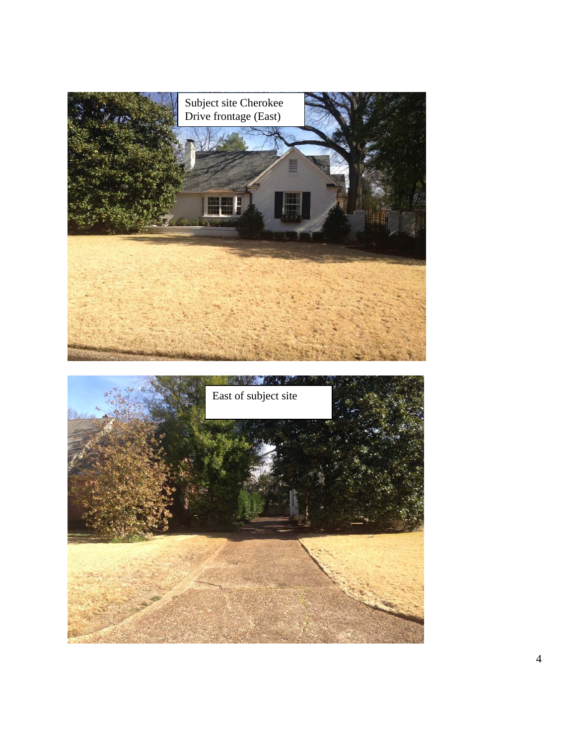Subject site Cherokee Drive frontage (East)

East of subject site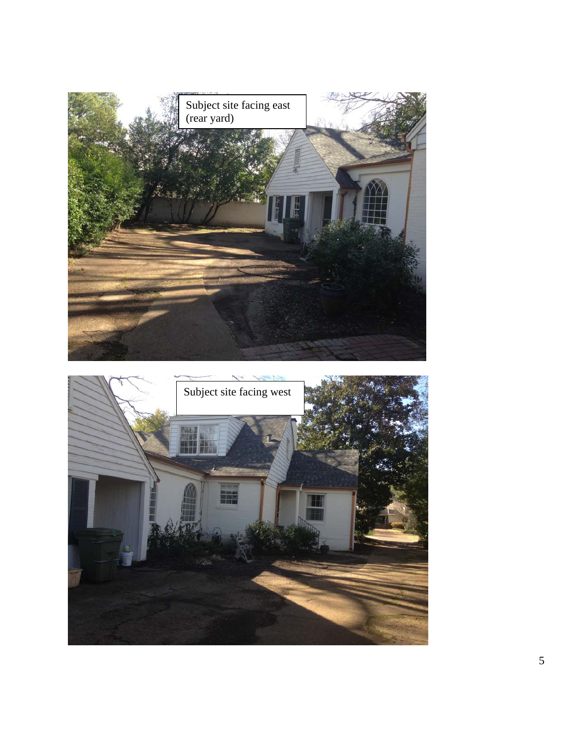Subject site facing east (rear yard)

Subject site facing west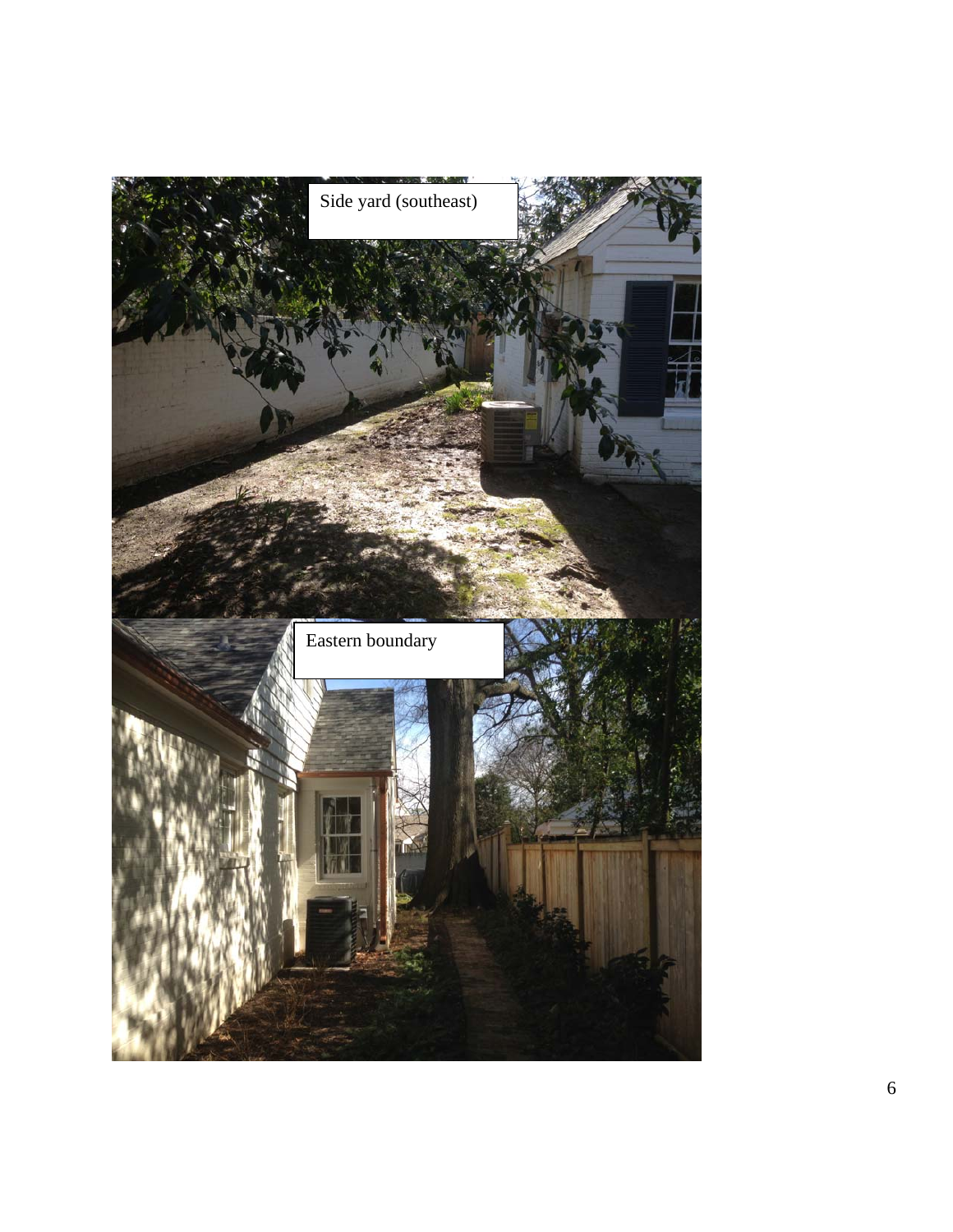Side yard (southeast)

Eastern boundary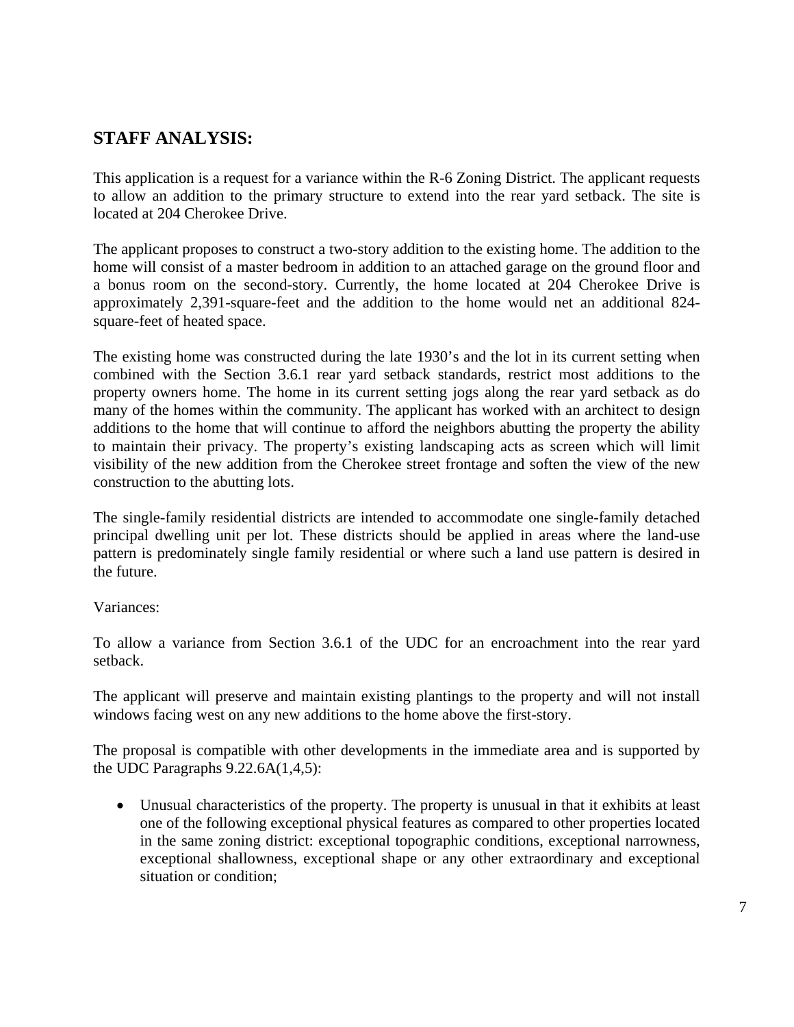## STAFF ANALYSIS:

This application is a request for a variance within the R-6 Zoning District. The applicant requests to allow an addition to the primary structure to extend into the rear yard setback. The site is located at 204 Cherokee Drive.

The applicant proposes to construct a two-story addition to the existing home. The addition to the home will consist of a master bedroom in addition to an attached garage on the ground floor and a bonus room on the second-story. Currently, the home located at 204 Cherokee Drive is approximately 2,391-square-feet and the addition to the home would net an additional 824-square-feet of heated space.

The existing home was constructed during the late 1930's and the lot in its current setting when combined with the Section 3.6.1 rear yard setback standards, restrict most additions to the property owners home. The home in its current setting jogs along the rear yard setback as do many of the homes within the community. The applicant has worked with an architect to design additions to the home that will continue to afford the neighbors abutting the property the ability to maintain their privacy. The property's existing landscaping acts as screen which will limit visibility of the new addition from the Cherokee street frontage and soften the view of the new construction to the abutting lots.

The single-family residential districts are intended to accommodate one single-family detached principal dwelling unit per lot. These districts should be applied in areas where the land-use pattern is predominately single family residential or where such a land use pattern is desired in the future.

Variances:

To allow a variance from Section 3.6.1 of the UDC for an encroachment into the rear yard setback.

The applicant will preserve and maintain existing plantings to the property and will not install windows facing west on any new additions to the home above the first-story.

The proposal is compatible with other developments in the immediate area and is supported by the UDC Paragraphs 9.22.6A(1,4,5):

- Unusual characteristics of the property. The property is unusual in that it exhibits at least one of the following exceptional physical features as compared to other properties located in the same zoning district: exceptional topographic conditions, exceptional narrowness, exceptional shallowness, exceptional shape or any other extraordinary and exceptional situation or condition;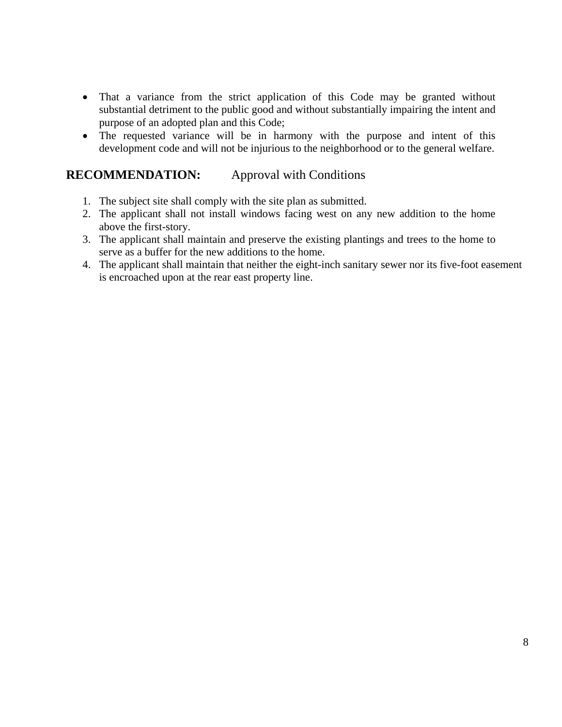- That a variance from the strict application of this Code may be granted without substantial detriment to the public good and without substantially impairing the intent and purpose of an adopted plan and this Code;
- The requested variance will be in harmony with the purpose and intent of this development code and will not be injurious to the neighborhood or to the general welfare.

**RECOMMENDATION:** Approval with Conditions

1. The subject site shall comply with the site plan as submitted.
2. The applicant shall not install windows facing west on any new addition to the home above the first-story.
3. The applicant shall maintain and preserve the existing plantings and trees to the home to serve as a buffer for the new additions to the home.
4. The applicant shall maintain that neither the eight-inch sanitary sewer nor its five-foot easement is encroached upon at the rear east property line.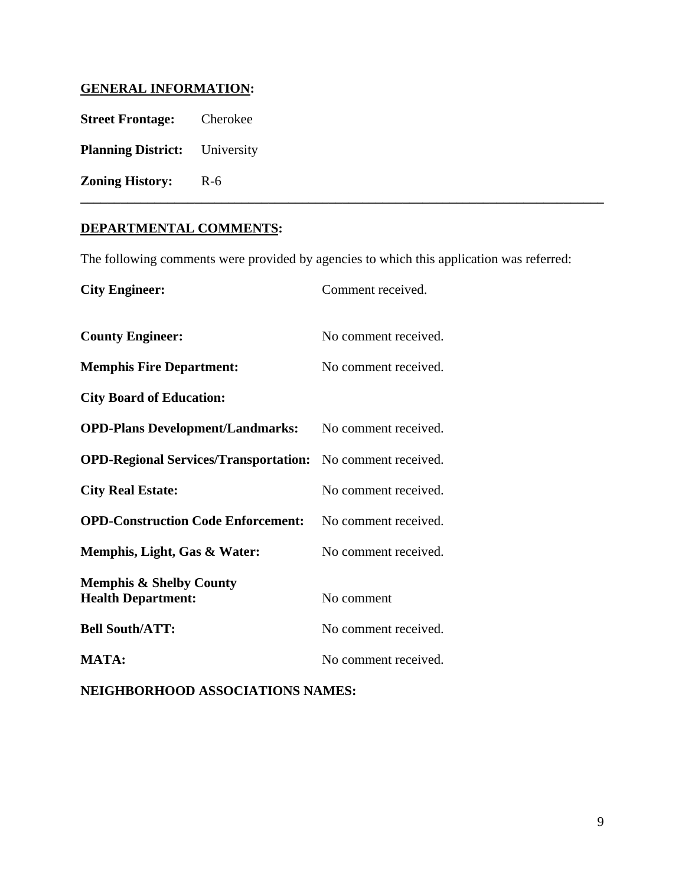## GENERAL INFORMATION:

**Street Frontage:** Cherokee

**Planning District:** University

**Zoning History:** R-6

---

## DEPARTMENTAL COMMENTS:

The following comments were provided by agencies to which this application was referred:

| | |
|---|---|
| **City Engineer:** | Comment received. |
| **County Engineer:** | No comment received. |
| **Memphis Fire Department:** | No comment received. |
| **City Board of Education:** | |
| **OPD-Plans Development/Landmarks:** | No comment received. |
| **OPD-Regional Services/Transportation:** | No comment received. |
| **City Real Estate:** | No comment received. |
| **OPD-Construction Code Enforcement:** | No comment received. |
| **Memphis, Light, Gas & Water:** | No comment received. |
| **Memphis & Shelby County Health Department:** | No comment |
| **Bell South/ATT:** | No comment received. |
| **MATA:** | No comment received. |

**NEIGHBORHOOD ASSOCIATIONS NAMES:**